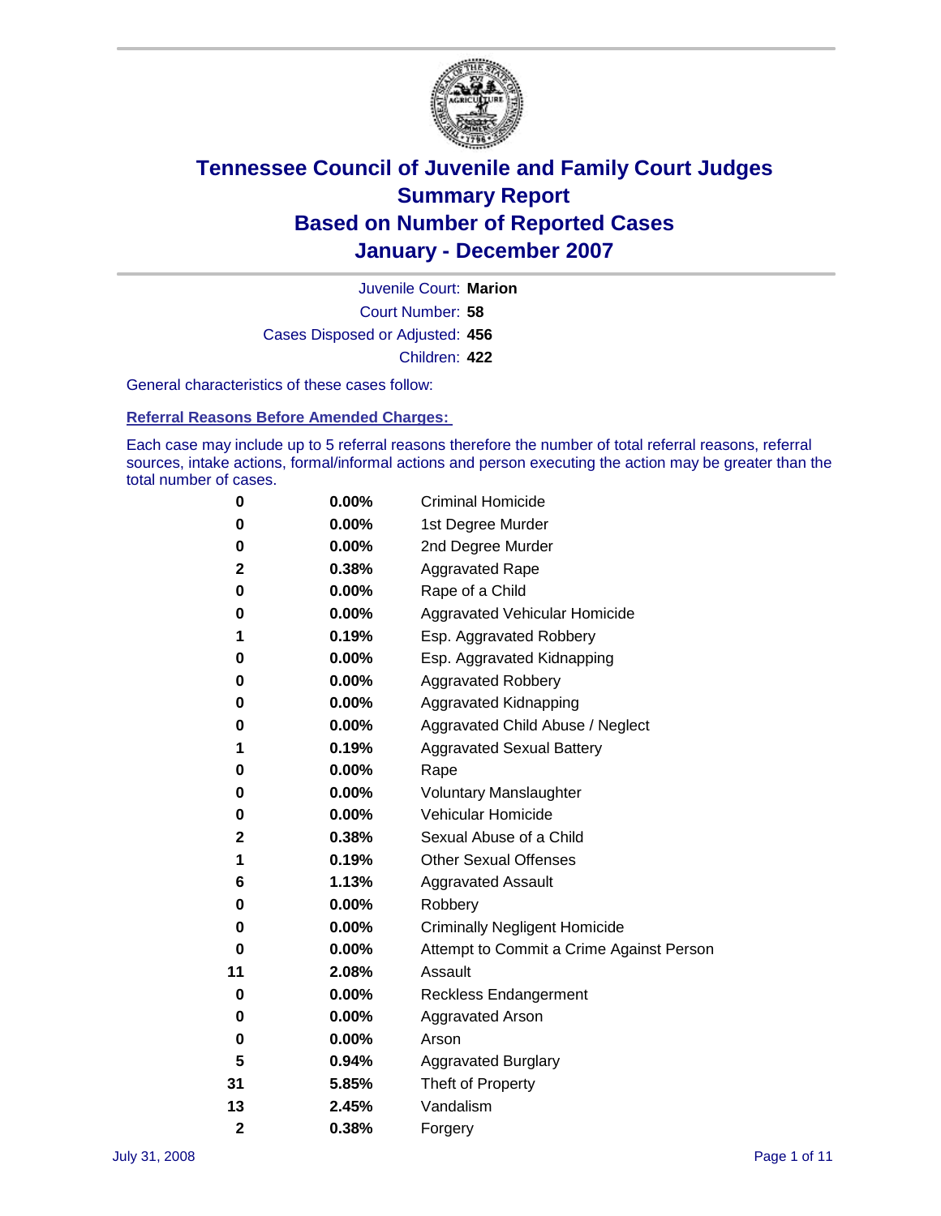# Tennessee Council of Juvenile and Family Court Judges
## Summary Report
## Based on Number of Reported Cases
## January - December 2007

Juvenile Court: **Marion**

Court Number: **58**

Cases Disposed or Adjusted: **456**

Children: **422**

General characteristics of these cases follow:

### Referral Reasons Before Amended Charges:

Each case may include up to 5 referral reasons therefore the number of total referral reasons, referral sources, intake actions, formal/informal actions and person executing the action may be greater than the total number of cases.

| Count | Percent | Referral Reason |
|---|---|---|
| 0 | 0.00% | Criminal Homicide |
| 0 | 0.00% | 1st Degree Murder |
| 0 | 0.00% | 2nd Degree Murder |
| 2 | 0.38% | Aggravated Rape |
| 0 | 0.00% | Rape of a Child |
| 0 | 0.00% | Aggravated Vehicular Homicide |
| 1 | 0.19% | Esp. Aggravated Robbery |
| 0 | 0.00% | Esp. Aggravated Kidnapping |
| 0 | 0.00% | Aggravated Robbery |
| 0 | 0.00% | Aggravated Kidnapping |
| 0 | 0.00% | Aggravated Child Abuse / Neglect |
| 1 | 0.19% | Aggravated Sexual Battery |
| 0 | 0.00% | Rape |
| 0 | 0.00% | Voluntary Manslaughter |
| 0 | 0.00% | Vehicular Homicide |
| 2 | 0.38% | Sexual Abuse of a Child |
| 1 | 0.19% | Other Sexual Offenses |
| 6 | 1.13% | Aggravated Assault |
| 0 | 0.00% | Robbery |
| 0 | 0.00% | Criminally Negligent Homicide |
| 0 | 0.00% | Attempt to Commit a Crime Against Person |
| 11 | 2.08% | Assault |
| 0 | 0.00% | Reckless Endangerment |
| 0 | 0.00% | Aggravated Arson |
| 0 | 0.00% | Arson |
| 5 | 0.94% | Aggravated Burglary |
| 31 | 5.85% | Theft of Property |
| 13 | 2.45% | Vandalism |
| 2 | 0.38% | Forgery |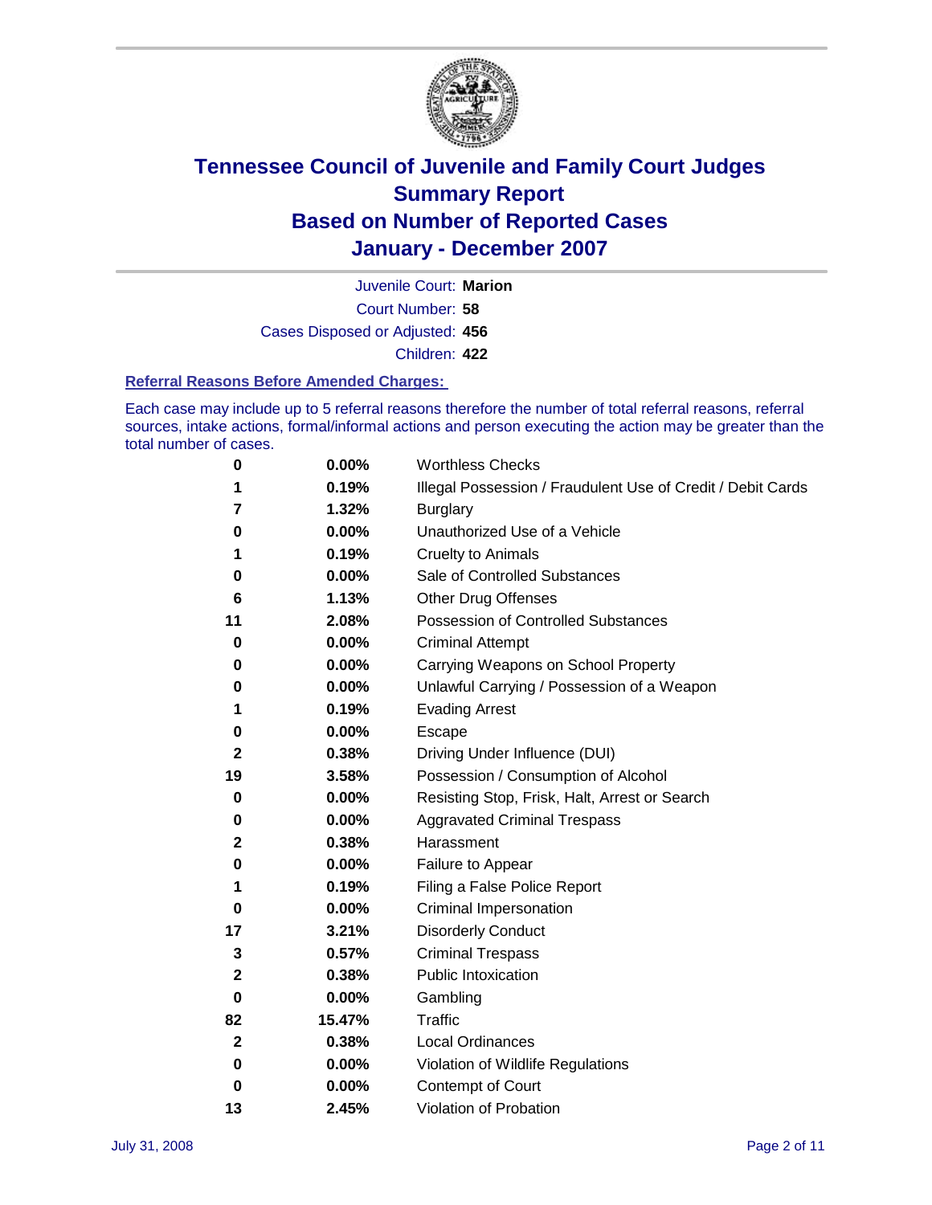# Tennessee Council of Juvenile and Family Court Judges
# Summary Report
# Based on Number of Reported Cases
# January - December 2007

Juvenile Court: **Marion**

Court Number: **58**

Cases Disposed or Adjusted: **456**

Children: **422**

### Referral Reasons Before Amended Charges:

Each case may include up to 5 referral reasons therefore the number of total referral reasons, referral sources, intake actions, formal/informal actions and person executing the action may be greater than the total number of cases.

| Count | Percent | Referral Reason |
|---|---|---|
| 0 | 0.00% | Worthless Checks |
| 1 | 0.19% | Illegal Possession / Fraudulent Use of Credit / Debit Cards |
| 7 | 1.32% | Burglary |
| 0 | 0.00% | Unauthorized Use of a Vehicle |
| 1 | 0.19% | Cruelty to Animals |
| 0 | 0.00% | Sale of Controlled Substances |
| 6 | 1.13% | Other Drug Offenses |
| 11 | 2.08% | Possession of Controlled Substances |
| 0 | 0.00% | Criminal Attempt |
| 0 | 0.00% | Carrying Weapons on School Property |
| 0 | 0.00% | Unlawful Carrying / Possession of a Weapon |
| 1 | 0.19% | Evading Arrest |
| 0 | 0.00% | Escape |
| 2 | 0.38% | Driving Under Influence (DUI) |
| 19 | 3.58% | Possession / Consumption of Alcohol |
| 0 | 0.00% | Resisting Stop, Frisk, Halt, Arrest or Search |
| 0 | 0.00% | Aggravated Criminal Trespass |
| 2 | 0.38% | Harassment |
| 0 | 0.00% | Failure to Appear |
| 1 | 0.19% | Filing a False Police Report |
| 0 | 0.00% | Criminal Impersonation |
| 17 | 3.21% | Disorderly Conduct |
| 3 | 0.57% | Criminal Trespass |
| 2 | 0.38% | Public Intoxication |
| 0 | 0.00% | Gambling |
| 82 | 15.47% | Traffic |
| 2 | 0.38% | Local Ordinances |
| 0 | 0.00% | Violation of Wildlife Regulations |
| 0 | 0.00% | Contempt of Court |
| 13 | 2.45% | Violation of Probation |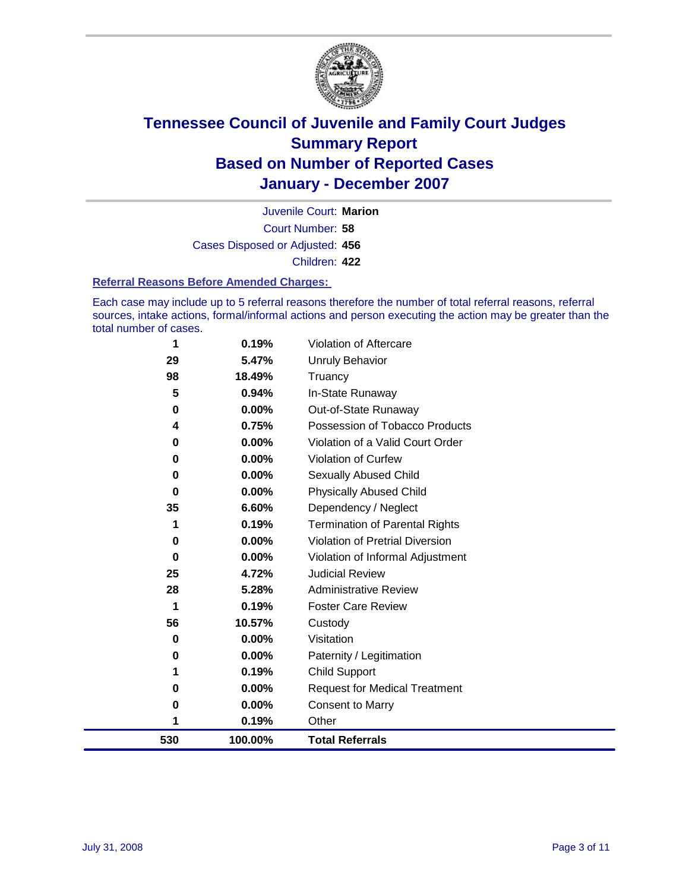# Tennessee Council of Juvenile and Family Court Judges
## Summary Report
## Based on Number of Reported Cases
## January - December 2007

Juvenile Court: **Marion**

Court Number: **58**

Cases Disposed or Adjusted: **456**

Children: **422**

### Referral Reasons Before Amended Charges:

Each case may include up to 5 referral reasons therefore the number of total referral reasons, referral sources, intake actions, formal/informal actions and person executing the action may be greater than the total number of cases.

| | | |
|---|---|---|
| 1 | 0.19% | Violation of Aftercare |
| 29 | 5.47% | Unruly Behavior |
| 98 | 18.49% | Truancy |
| 5 | 0.94% | In-State Runaway |
| 0 | 0.00% | Out-of-State Runaway |
| 4 | 0.75% | Possession of Tobacco Products |
| 0 | 0.00% | Violation of a Valid Court Order |
| 0 | 0.00% | Violation of Curfew |
| 0 | 0.00% | Sexually Abused Child |
| 0 | 0.00% | Physically Abused Child |
| 35 | 6.60% | Dependency / Neglect |
| 1 | 0.19% | Termination of Parental Rights |
| 0 | 0.00% | Violation of Pretrial Diversion |
| 0 | 0.00% | Violation of Informal Adjustment |
| 25 | 4.72% | Judicial Review |
| 28 | 5.28% | Administrative Review |
| 1 | 0.19% | Foster Care Review |
| 56 | 10.57% | Custody |
| 0 | 0.00% | Visitation |
| 0 | 0.00% | Paternity / Legitimation |
| 1 | 0.19% | Child Support |
| 0 | 0.00% | Request for Medical Treatment |
| 0 | 0.00% | Consent to Marry |
| 1 | 0.19% | Other |
| **530** | **100.00%** | **Total Referrals** |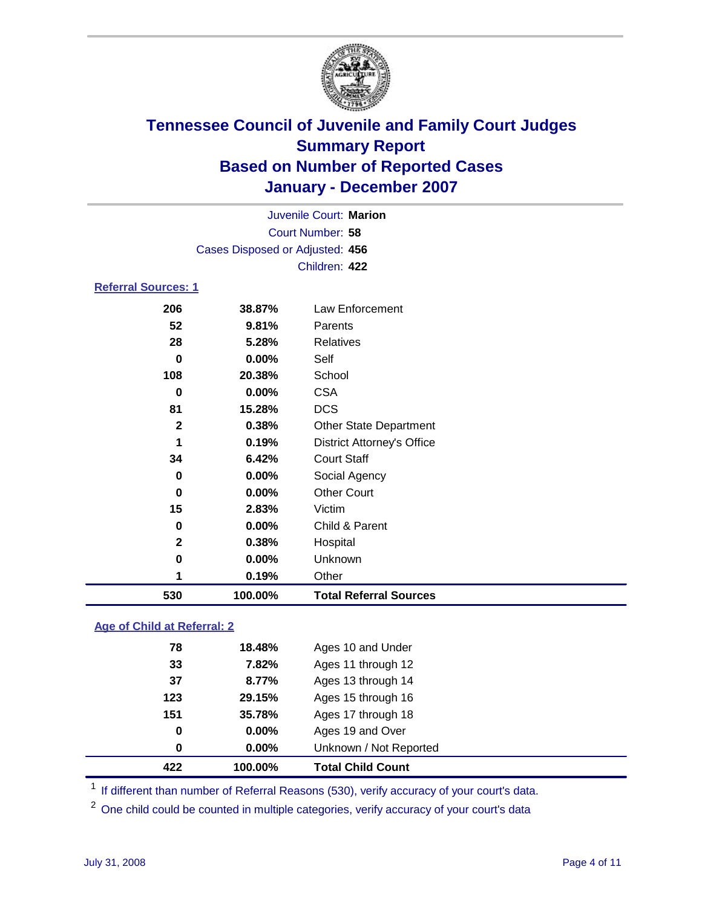# Tennessee Council of Juvenile and Family Court Judges
## Summary Report
## Based on Number of Reported Cases
## January - December 2007

Juvenile Court: **Marion**
Court Number: **58**
Cases Disposed or Adjusted: **456**
Children: **422**

### Referral Sources: 1

| | | |
|---|---|---|
| 206 | 38.87% | Law Enforcement |
| 52 | 9.81% | Parents |
| 28 | 5.28% | Relatives |
| 0 | 0.00% | Self |
| 108 | 20.38% | School |
| 0 | 0.00% | CSA |
| 81 | 15.28% | DCS |
| 2 | 0.38% | Other State Department |
| 1 | 0.19% | District Attorney's Office |
| 34 | 6.42% | Court Staff |
| 0 | 0.00% | Social Agency |
| 0 | 0.00% | Other Court |
| 15 | 2.83% | Victim |
| 0 | 0.00% | Child & Parent |
| 2 | 0.38% | Hospital |
| 0 | 0.00% | Unknown |
| 1 | 0.19% | Other |
| **530** | **100.00%** | **Total Referral Sources** |

### Age of Child at Referral: 2

| | | |
|---|---|---|
| 78 | 18.48% | Ages 10 and Under |
| 33 | 7.82% | Ages 11 through 12 |
| 37 | 8.77% | Ages 13 through 14 |
| 123 | 29.15% | Ages 15 through 16 |
| 151 | 35.78% | Ages 17 through 18 |
| 0 | 0.00% | Ages 19 and Over |
| 0 | 0.00% | Unknown / Not Reported |
| **422** | **100.00%** | **Total Child Count** |

[1] If different than number of Referral Reasons (530), verify accuracy of your court's data.

[2] One child could be counted in multiple categories, verify accuracy of your court's data

July 31, 2008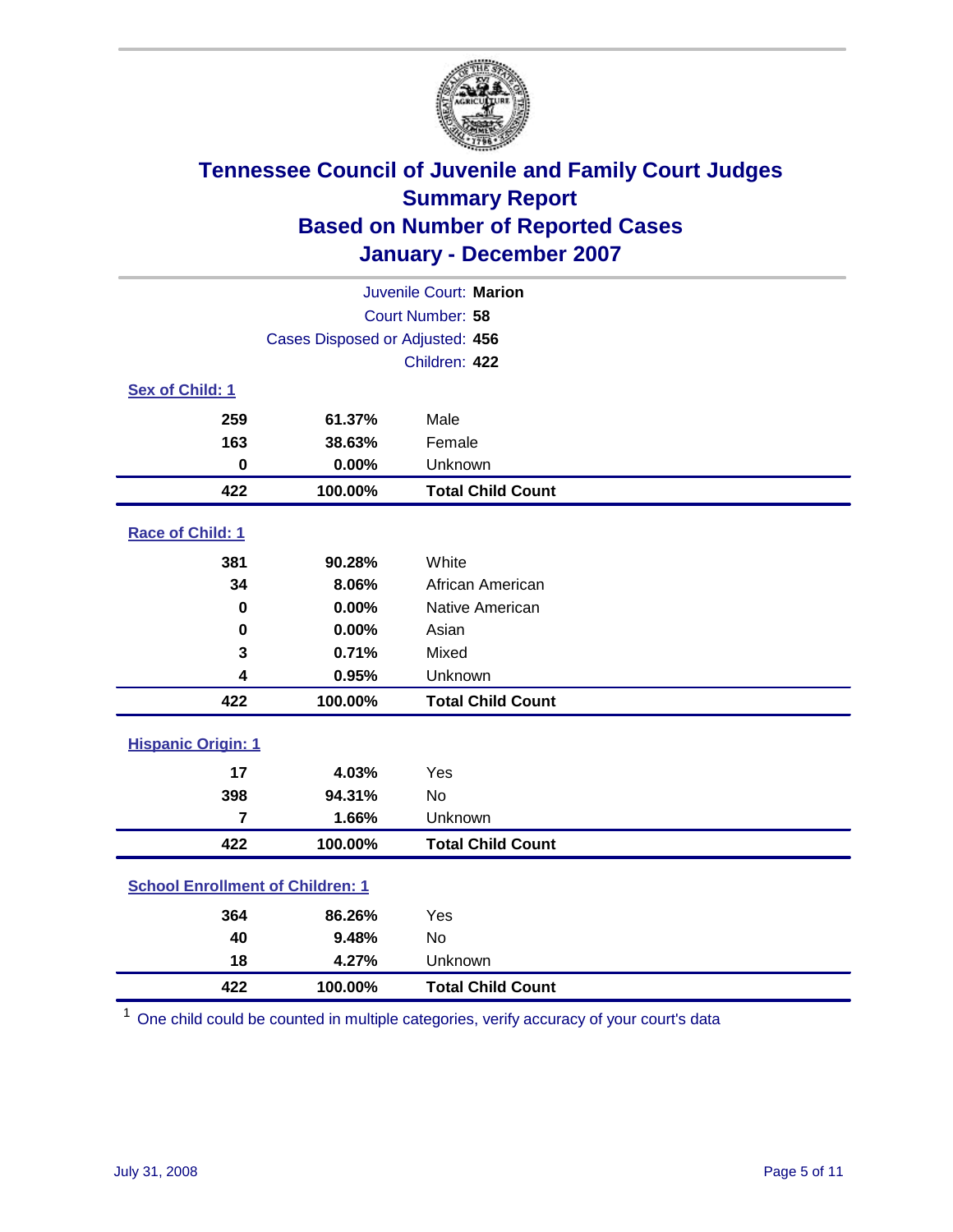# Tennessee Council of Juvenile and Family Court Judges
## Summary Report
## Based on Number of Reported Cases
## January - December 2007

Juvenile Court: **Marion**
Court Number: **58**
Cases Disposed or Adjusted: **456**
Children: **422**

### Sex of Child: 1

| | | |
|---|---|---|
| **259** | **61.37%** | Male |
| **163** | **38.63%** | Female |
| **0** | **0.00%** | Unknown |
| **422** | **100.00%** | **Total Child Count** |

### Race of Child: 1

| | | |
|---|---|---|
| **381** | **90.28%** | White |
| **34** | **8.06%** | African American |
| **0** | **0.00%** | Native American |
| **0** | **0.00%** | Asian |
| **3** | **0.71%** | Mixed |
| **4** | **0.95%** | Unknown |
| **422** | **100.00%** | **Total Child Count** |

### Hispanic Origin: 1

| | | |
|---|---|---|
| **17** | **4.03%** | Yes |
| **398** | **94.31%** | No |
| **7** | **1.66%** | Unknown |
| **422** | **100.00%** | **Total Child Count** |

### School Enrollment of Children: 1

| | | |
|---|---|---|
| **364** | **86.26%** | Yes |
| **40** | **9.48%** | No |
| **18** | **4.27%** | Unknown |
| **422** | **100.00%** | **Total Child Count** |

[1] One child could be counted in multiple categories, verify accuracy of your court's data

July 31, 2008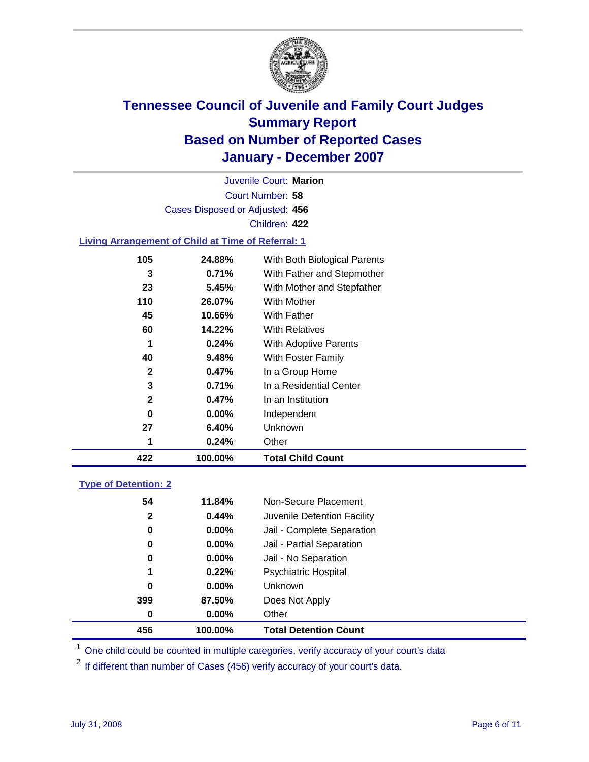# Tennessee Council of Juvenile and Family Court Judges
# Summary Report
# Based on Number of Reported Cases
# January - December 2007

Juvenile Court: **Marion**

Court Number: **58**

Cases Disposed or Adjusted: **456**

Children: **422**

### Living Arrangement of Child at Time of Referral: 1

| | | |
|---|---|---|
| 105 | 24.88% | With Both Biological Parents |
| 3 | 0.71% | With Father and Stepmother |
| 23 | 5.45% | With Mother and Stepfather |
| 110 | 26.07% | With Mother |
| 45 | 10.66% | With Father |
| 60 | 14.22% | With Relatives |
| 1 | 0.24% | With Adoptive Parents |
| 40 | 9.48% | With Foster Family |
| 2 | 0.47% | In a Group Home |
| 3 | 0.71% | In a Residential Center |
| 2 | 0.47% | In an Institution |
| 0 | 0.00% | Independent |
| 27 | 6.40% | Unknown |
| 1 | 0.24% | Other |
| **422** | **100.00%** | **Total Child Count** |

### Type of Detention: 2

| | | |
|---|---|---|
| 54 | 11.84% | Non-Secure Placement |
| 2 | 0.44% | Juvenile Detention Facility |
| 0 | 0.00% | Jail - Complete Separation |
| 0 | 0.00% | Jail - Partial Separation |
| 0 | 0.00% | Jail - No Separation |
| 1 | 0.22% | Psychiatric Hospital |
| 0 | 0.00% | Unknown |
| 399 | 87.50% | Does Not Apply |
| 0 | 0.00% | Other |
| **456** | **100.00%** | **Total Detention Count** |

[1] One child could be counted in multiple categories, verify accuracy of your court's data

[2] If different than number of Cases (456) verify accuracy of your court's data.

July 31, 2008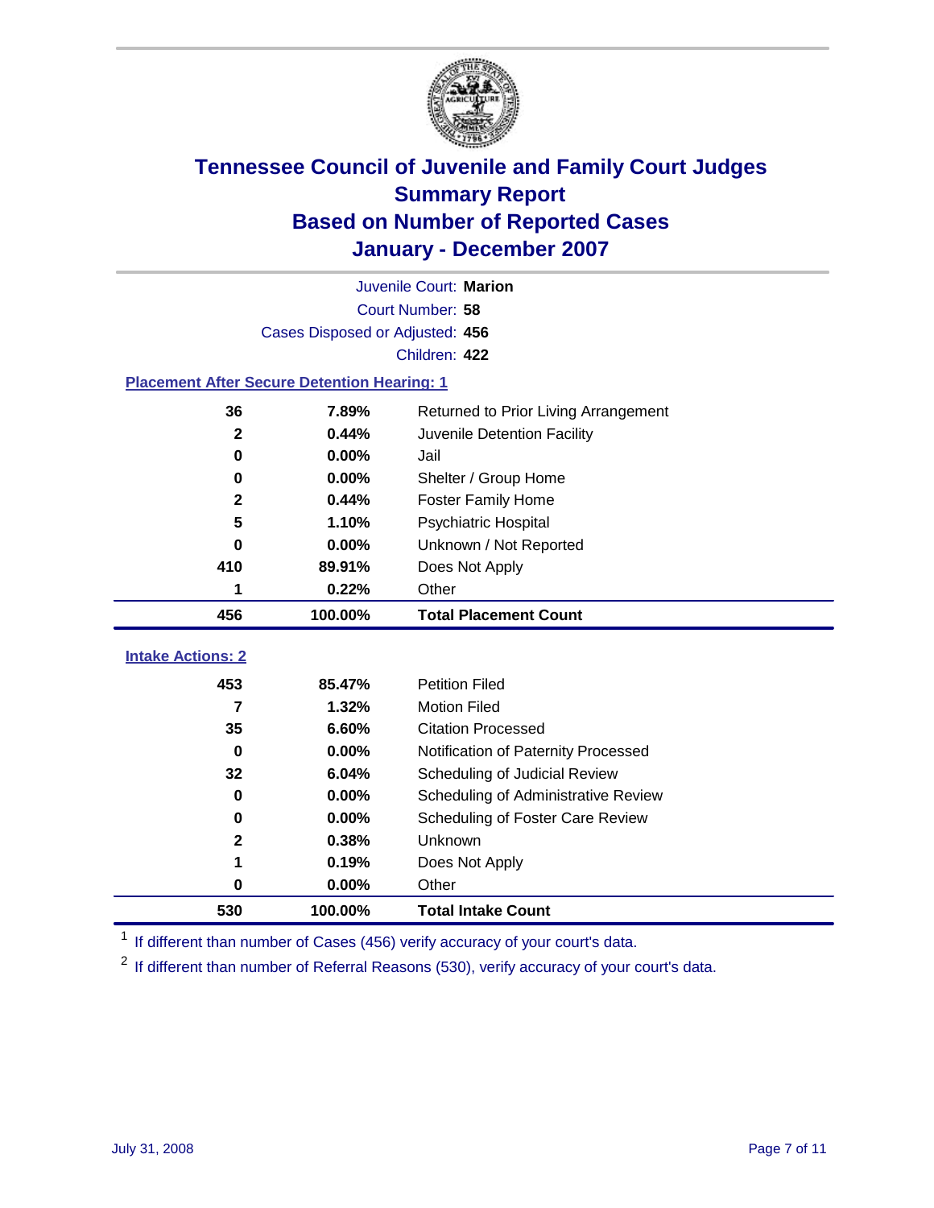# Tennessee Council of Juvenile and Family Court Judges
## Summary Report
## Based on Number of Reported Cases
## January - December 2007

Juvenile Court: **Marion**

Court Number: **58**

Cases Disposed or Adjusted: **456**

Children: **422**

### Placement After Secure Detention Hearing: 1

| | | |
|---|---|---|
| 36 | 7.89% | Returned to Prior Living Arrangement |
| 2 | 0.44% | Juvenile Detention Facility |
| 0 | 0.00% | Jail |
| 0 | 0.00% | Shelter / Group Home |
| 2 | 0.44% | Foster Family Home |
| 5 | 1.10% | Psychiatric Hospital |
| 0 | 0.00% | Unknown / Not Reported |
| 410 | 89.91% | Does Not Apply |
| 1 | 0.22% | Other |
| **456** | **100.00%** | **Total Placement Count** |

### Intake Actions: 2

| | | |
|---|---|---|
| 453 | 85.47% | Petition Filed |
| 7 | 1.32% | Motion Filed |
| 35 | 6.60% | Citation Processed |
| 0 | 0.00% | Notification of Paternity Processed |
| 32 | 6.04% | Scheduling of Judicial Review |
| 0 | 0.00% | Scheduling of Administrative Review |
| 0 | 0.00% | Scheduling of Foster Care Review |
| 2 | 0.38% | Unknown |
| 1 | 0.19% | Does Not Apply |
| 0 | 0.00% | Other |
| **530** | **100.00%** | **Total Intake Count** |

[1] If different than number of Cases (456) verify accuracy of your court's data.

[2] If different than number of Referral Reasons (530), verify accuracy of your court's data.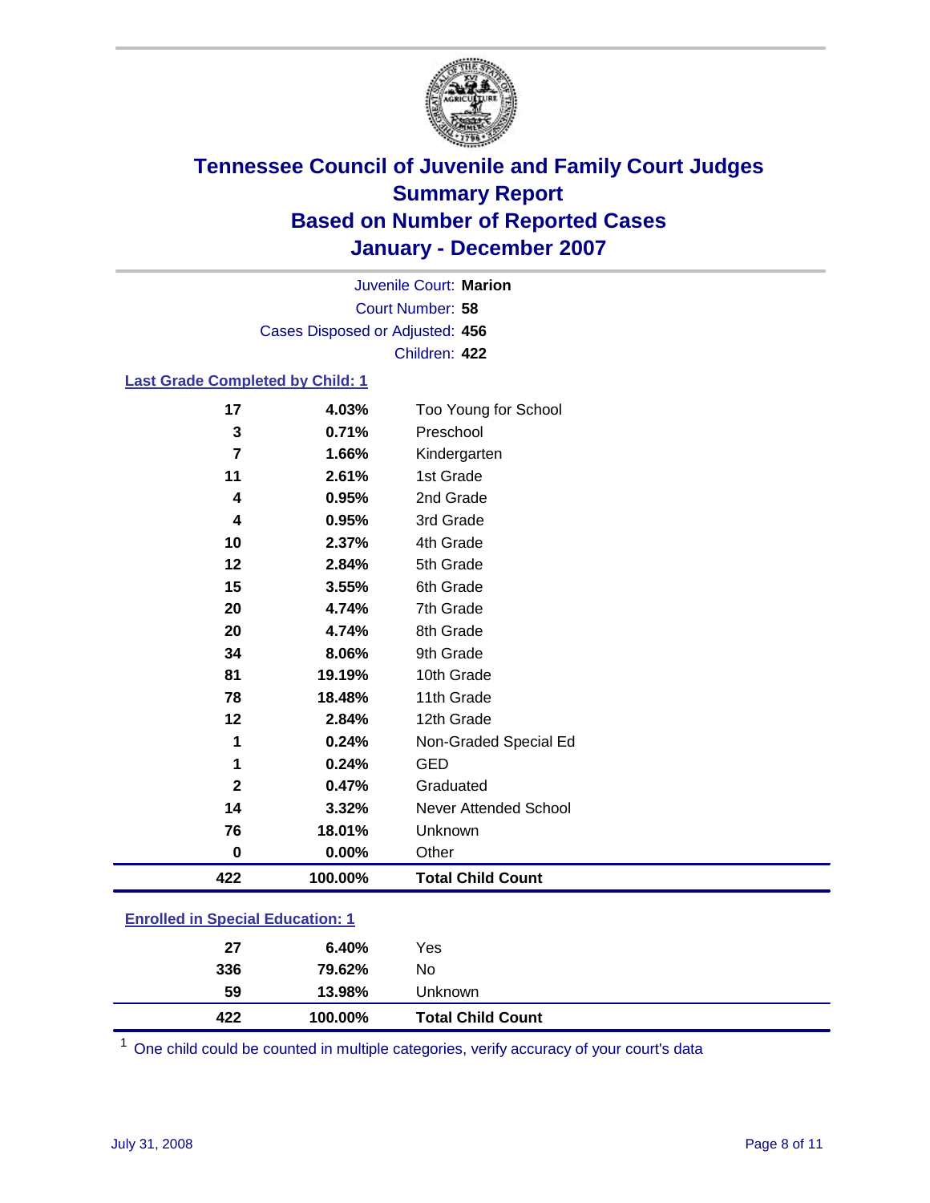# Tennessee Council of Juvenile and Family Court Judges
## Summary Report
## Based on Number of Reported Cases
## January - December 2007

Juvenile Court: **Marion**
Court Number: **58**
Cases Disposed or Adjusted: **456**
Children: **422**

### Last Grade Completed by Child: 1

| Count | Percent | Category |
|---|---|---|
| 17 | 4.03% | Too Young for School |
| 3 | 0.71% | Preschool |
| 7 | 1.66% | Kindergarten |
| 11 | 2.61% | 1st Grade |
| 4 | 0.95% | 2nd Grade |
| 4 | 0.95% | 3rd Grade |
| 10 | 2.37% | 4th Grade |
| 12 | 2.84% | 5th Grade |
| 15 | 3.55% | 6th Grade |
| 20 | 4.74% | 7th Grade |
| 20 | 4.74% | 8th Grade |
| 34 | 8.06% | 9th Grade |
| 81 | 19.19% | 10th Grade |
| 78 | 18.48% | 11th Grade |
| 12 | 2.84% | 12th Grade |
| 1 | 0.24% | Non-Graded Special Ed |
| 1 | 0.24% | GED |
| 2 | 0.47% | Graduated |
| 14 | 3.32% | Never Attended School |
| 76 | 18.01% | Unknown |
| 0 | 0.00% | Other |
| **422** | **100.00%** | **Total Child Count** |

### Enrolled in Special Education: 1

| Count | Percent | Category |
|---|---|---|
| 27 | 6.40% | Yes |
| 336 | 79.62% | No |
| 59 | 13.98% | Unknown |
| **422** | **100.00%** | **Total Child Count** |

[1] One child could be counted in multiple categories, verify accuracy of your court's data

July 31, 2008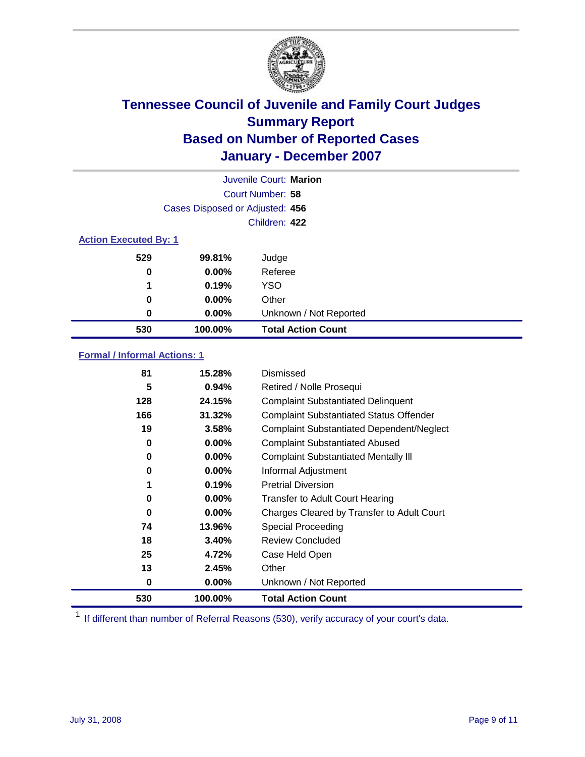# Tennessee Council of Juvenile and Family Court Judges
## Summary Report
## Based on Number of Reported Cases
## January - December 2007

Juvenile Court: **Marion**

Court Number: **58**

Cases Disposed or Adjusted: **456**

Children: **422**

### Action Executed By: 1

| | | |
|---|---|---|
| 529 | 99.81% | Judge |
| 0 | 0.00% | Referee |
| 1 | 0.19% | YSO |
| 0 | 0.00% | Other |
| 0 | 0.00% | Unknown / Not Reported |
| **530** | **100.00%** | **Total Action Count** |

### Formal / Informal Actions: 1

| | | |
|---|---|---|
| 81 | 15.28% | Dismissed |
| 5 | 0.94% | Retired / Nolle Prosequi |
| 128 | 24.15% | Complaint Substantiated Delinquent |
| 166 | 31.32% | Complaint Substantiated Status Offender |
| 19 | 3.58% | Complaint Substantiated Dependent/Neglect |
| 0 | 0.00% | Complaint Substantiated Abused |
| 0 | 0.00% | Complaint Substantiated Mentally Ill |
| 0 | 0.00% | Informal Adjustment |
| 1 | 0.19% | Pretrial Diversion |
| 0 | 0.00% | Transfer to Adult Court Hearing |
| 0 | 0.00% | Charges Cleared by Transfer to Adult Court |
| 74 | 13.96% | Special Proceeding |
| 18 | 3.40% | Review Concluded |
| 25 | 4.72% | Case Held Open |
| 13 | 2.45% | Other |
| 0 | 0.00% | Unknown / Not Reported |
| **530** | **100.00%** | **Total Action Count** |

[1] If different than number of Referral Reasons (530), verify accuracy of your court's data.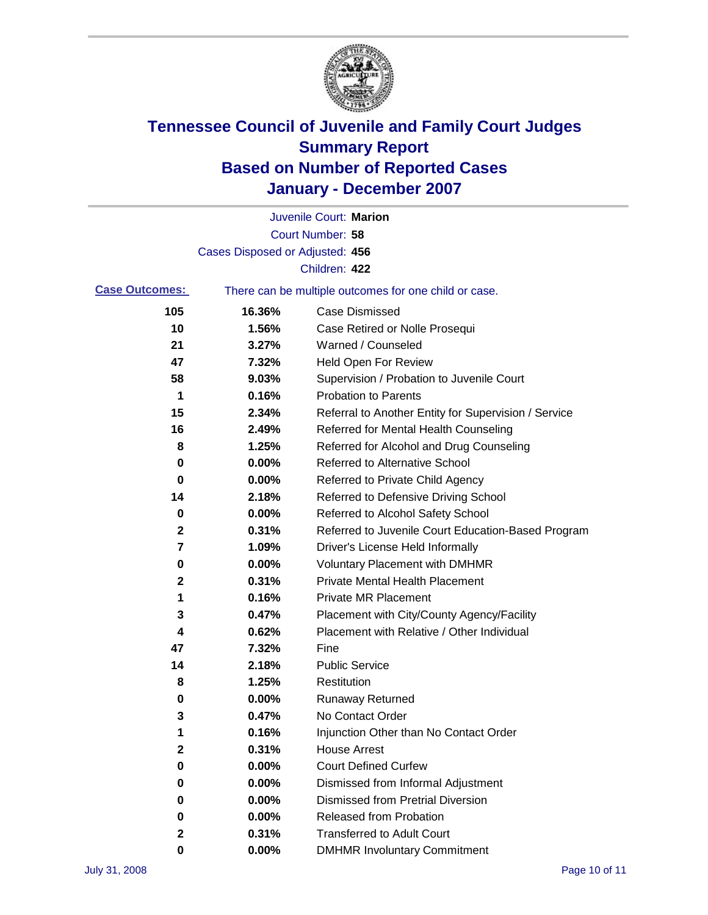# Tennessee Council of Juvenile and Family Court Judges
# Summary Report
# Based on Number of Reported Cases
# January - December 2007

Juvenile Court: **Marion**

Court Number: **58**

Cases Disposed or Adjusted: **456**

Children: **422**

**Case Outcomes:** There can be multiple outcomes for one child or case.

| | | |
|---|---|---|
| **105** | **16.36%** | Case Dismissed |
| **10** | **1.56%** | Case Retired or Nolle Prosequi |
| **21** | **3.27%** | Warned / Counseled |
| **47** | **7.32%** | Held Open For Review |
| **58** | **9.03%** | Supervision / Probation to Juvenile Court |
| **1** | **0.16%** | Probation to Parents |
| **15** | **2.34%** | Referral to Another Entity for Supervision / Service |
| **16** | **2.49%** | Referred for Mental Health Counseling |
| **8** | **1.25%** | Referred for Alcohol and Drug Counseling |
| **0** | **0.00%** | Referred to Alternative School |
| **0** | **0.00%** | Referred to Private Child Agency |
| **14** | **2.18%** | Referred to Defensive Driving School |
| **0** | **0.00%** | Referred to Alcohol Safety School |
| **2** | **0.31%** | Referred to Juvenile Court Education-Based Program |
| **7** | **1.09%** | Driver's License Held Informally |
| **0** | **0.00%** | Voluntary Placement with DMHMR |
| **2** | **0.31%** | Private Mental Health Placement |
| **1** | **0.16%** | Private MR Placement |
| **3** | **0.47%** | Placement with City/County Agency/Facility |
| **4** | **0.62%** | Placement with Relative / Other Individual |
| **47** | **7.32%** | Fine |
| **14** | **2.18%** | Public Service |
| **8** | **1.25%** | Restitution |
| **0** | **0.00%** | Runaway Returned |
| **3** | **0.47%** | No Contact Order |
| **1** | **0.16%** | Injunction Other than No Contact Order |
| **2** | **0.31%** | House Arrest |
| **0** | **0.00%** | Court Defined Curfew |
| **0** | **0.00%** | Dismissed from Informal Adjustment |
| **0** | **0.00%** | Dismissed from Pretrial Diversion |
| **0** | **0.00%** | Released from Probation |
| **2** | **0.31%** | Transferred to Adult Court |
| **0** | **0.00%** | DMHMR Involuntary Commitment |

July 31, 2008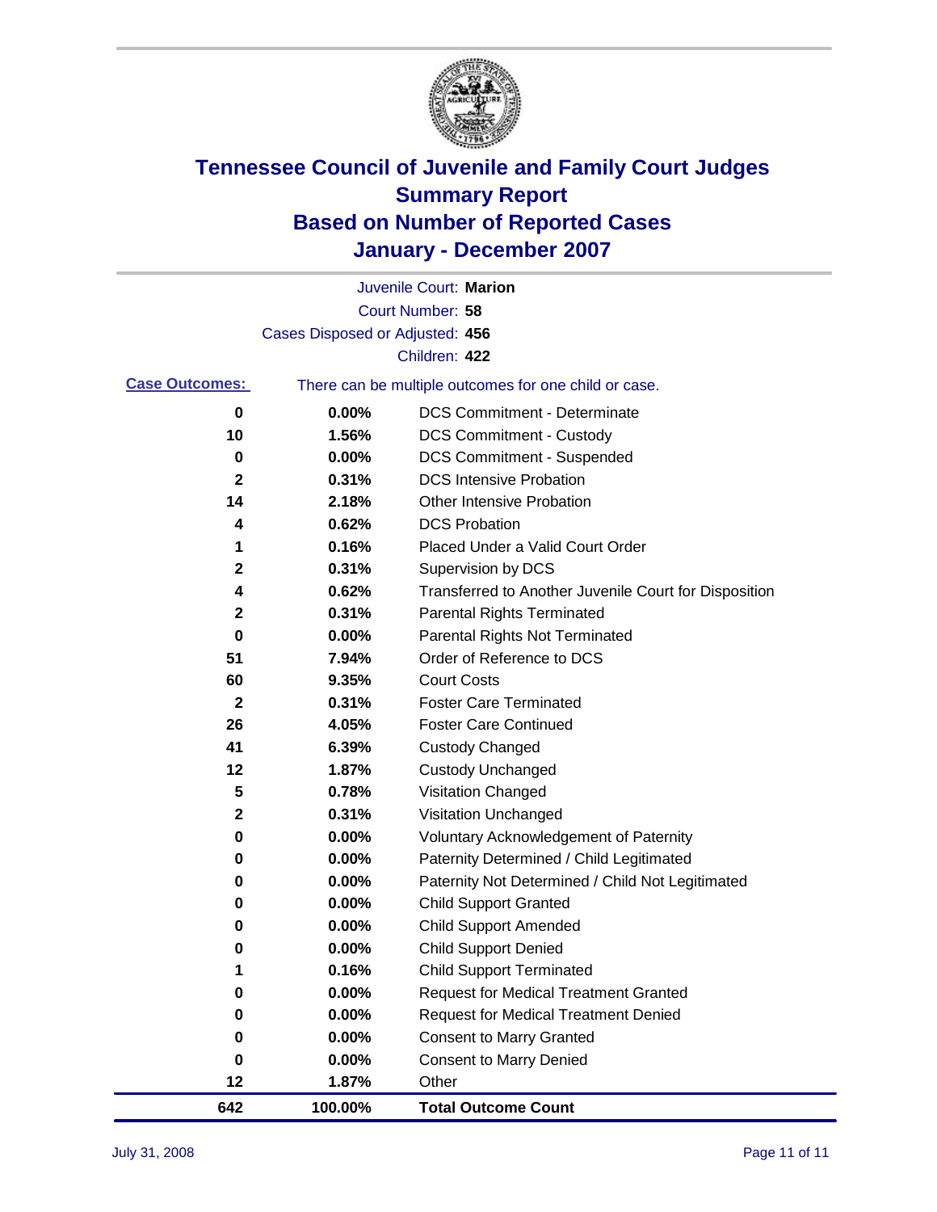# Tennessee Council of Juvenile and Family Court Judges
## Summary Report
## Based on Number of Reported Cases
## January - December 2007

Juvenile Court: **Marion**

Court Number: **58**

Cases Disposed or Adjusted: **456**

Children: **422**

**Case Outcomes:** There can be multiple outcomes for one child or case.

| | | |
|---|---|---|
| 0 | 0.00% | DCS Commitment - Determinate |
| 10 | 1.56% | DCS Commitment - Custody |
| 0 | 0.00% | DCS Commitment - Suspended |
| 2 | 0.31% | DCS Intensive Probation |
| 14 | 2.18% | Other Intensive Probation |
| 4 | 0.62% | DCS Probation |
| 1 | 0.16% | Placed Under a Valid Court Order |
| 2 | 0.31% | Supervision by DCS |
| 4 | 0.62% | Transferred to Another Juvenile Court for Disposition |
| 2 | 0.31% | Parental Rights Terminated |
| 0 | 0.00% | Parental Rights Not Terminated |
| 51 | 7.94% | Order of Reference to DCS |
| 60 | 9.35% | Court Costs |
| 2 | 0.31% | Foster Care Terminated |
| 26 | 4.05% | Foster Care Continued |
| 41 | 6.39% | Custody Changed |
| 12 | 1.87% | Custody Unchanged |
| 5 | 0.78% | Visitation Changed |
| 2 | 0.31% | Visitation Unchanged |
| 0 | 0.00% | Voluntary Acknowledgement of Paternity |
| 0 | 0.00% | Paternity Determined / Child Legitimated |
| 0 | 0.00% | Paternity Not Determined / Child Not Legitimated |
| 0 | 0.00% | Child Support Granted |
| 0 | 0.00% | Child Support Amended |
| 0 | 0.00% | Child Support Denied |
| 1 | 0.16% | Child Support Terminated |
| 0 | 0.00% | Request for Medical Treatment Granted |
| 0 | 0.00% | Request for Medical Treatment Denied |
| 0 | 0.00% | Consent to Marry Granted |
| 0 | 0.00% | Consent to Marry Denied |
| 12 | 1.87% | Other |
| **642** | **100.00%** | **Total Outcome Count** |